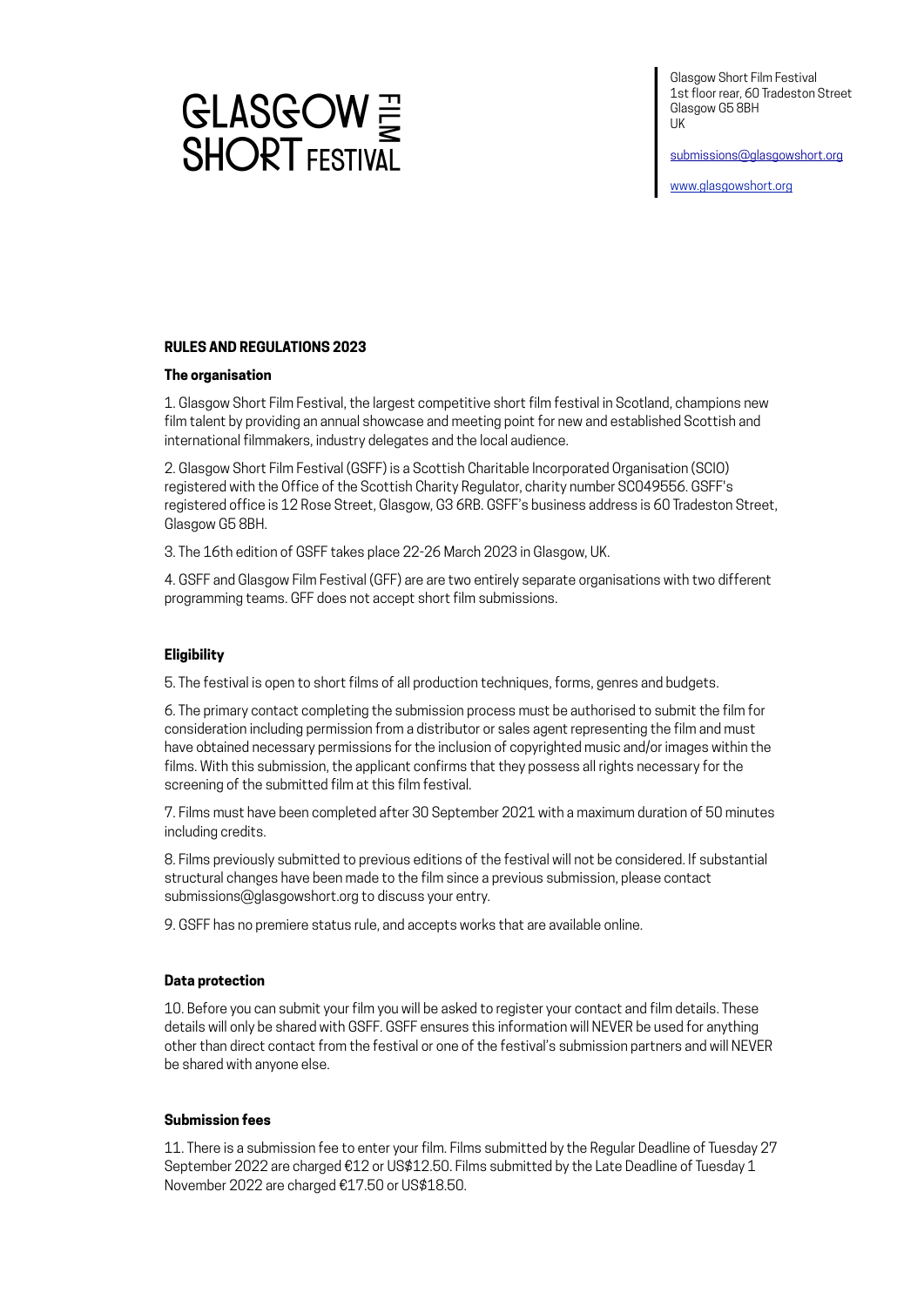# GLASGOW SHORT FILM FESTIVAL

Glasgow Short Film Festival
1st floor rear, 60 Tradeston Street
Glasgow G5 8BH
UK

submissions@glasgowshort.org

www.glasgowshort.org

## RULES AND REGULATIONS 2023

### The organisation

1. Glasgow Short Film Festival, the largest competitive short film festival in Scotland, champions new film talent by providing an annual showcase and meeting point for new and established Scottish and international filmmakers, industry delegates and the local audience.

2. Glasgow Short Film Festival (GSFF) is a Scottish Charitable Incorporated Organisation (SCIO) registered with the Office of the Scottish Charity Regulator, charity number SC049556. GSFF's registered office is 12 Rose Street, Glasgow, G3 6RB. GSFF's business address is 60 Tradeston Street, Glasgow G5 8BH.

3. The 16th edition of GSFF takes place 22-26 March 2023 in Glasgow, UK.

4. GSFF and Glasgow Film Festival (GFF) are are two entirely separate organisations with two different programming teams. GFF does not accept short film submissions.

### Eligibility

5. The festival is open to short films of all production techniques, forms, genres and budgets.

6. The primary contact completing the submission process must be authorised to submit the film for consideration including permission from a distributor or sales agent representing the film and must have obtained necessary permissions for the inclusion of copyrighted music and/or images within the films. With this submission, the applicant confirms that they possess all rights necessary for the screening of the submitted film at this film festival.

7. Films must have been completed after 30 September 2021 with a maximum duration of 50 minutes including credits.

8. Films previously submitted to previous editions of the festival will not be considered. If substantial structural changes have been made to the film since a previous submission, please contact submissions@glasgowshort.org to discuss your entry.

9. GSFF has no premiere status rule, and accepts works that are available online.

### Data protection

10. Before you can submit your film you will be asked to register your contact and film details. These details will only be shared with GSFF. GSFF ensures this information will NEVER be used for anything other than direct contact from the festival or one of the festival's submission partners and will NEVER be shared with anyone else.

### Submission fees

11. There is a submission fee to enter your film. Films submitted by the Regular Deadline of Tuesday 27 September 2022 are charged €12 or US$12.50. Films submitted by the Late Deadline of Tuesday 1 November 2022 are charged €17.50 or US$18.50.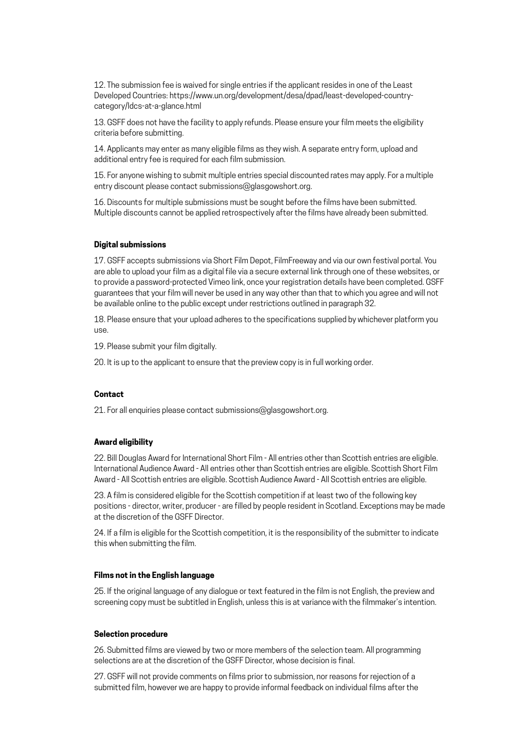12. The submission fee is waived for single entries if the applicant resides in one of the Least Developed Countries: https://www.un.org/development/desa/dpad/least-developed-country-category/ldcs-at-a-glance.html

13. GSFF does not have the facility to apply refunds. Please ensure your film meets the eligibility criteria before submitting.

14. Applicants may enter as many eligible films as they wish. A separate entry form, upload and additional entry fee is required for each film submission.

15. For anyone wishing to submit multiple entries special discounted rates may apply. For a multiple entry discount please contact submissions@glasgowshort.org.

16. Discounts for multiple submissions must be sought before the films have been submitted. Multiple discounts cannot be applied retrospectively after the films have already been submitted.

**Digital submissions**

17. GSFF accepts submissions via Short Film Depot, FilmFreeway and via our own festival portal. You are able to upload your film as a digital file via a secure external link through one of these websites, or to provide a password-protected Vimeo link, once your registration details have been completed. GSFF guarantees that your film will never be used in any way other than that to which you agree and will not be available online to the public except under restrictions outlined in paragraph 32.

18. Please ensure that your upload adheres to the specifications supplied by whichever platform you use.

19. Please submit your film digitally.

20. It is up to the applicant to ensure that the preview copy is in full working order.

**Contact**

21. For all enquiries please contact submissions@glasgowshort.org.

**Award eligibility**

22. Bill Douglas Award for International Short Film - All entries other than Scottish entries are eligible. International Audience Award - All entries other than Scottish entries are eligible. Scottish Short Film Award - All Scottish entries are eligible. Scottish Audience Award - All Scottish entries are eligible.

23. A film is considered eligible for the Scottish competition if at least two of the following key positions - director, writer, producer - are filled by people resident in Scotland. Exceptions may be made at the discretion of the GSFF Director.

24. If a film is eligible for the Scottish competition, it is the responsibility of the submitter to indicate this when submitting the film.

**Films not in the English language**

25. If the original language of any dialogue or text featured in the film is not English, the preview and screening copy must be subtitled in English, unless this is at variance with the filmmaker's intention.

**Selection procedure**

26. Submitted films are viewed by two or more members of the selection team. All programming selections are at the discretion of the GSFF Director, whose decision is final.

27. GSFF will not provide comments on films prior to submission, nor reasons for rejection of a submitted film, however we are happy to provide informal feedback on individual films after the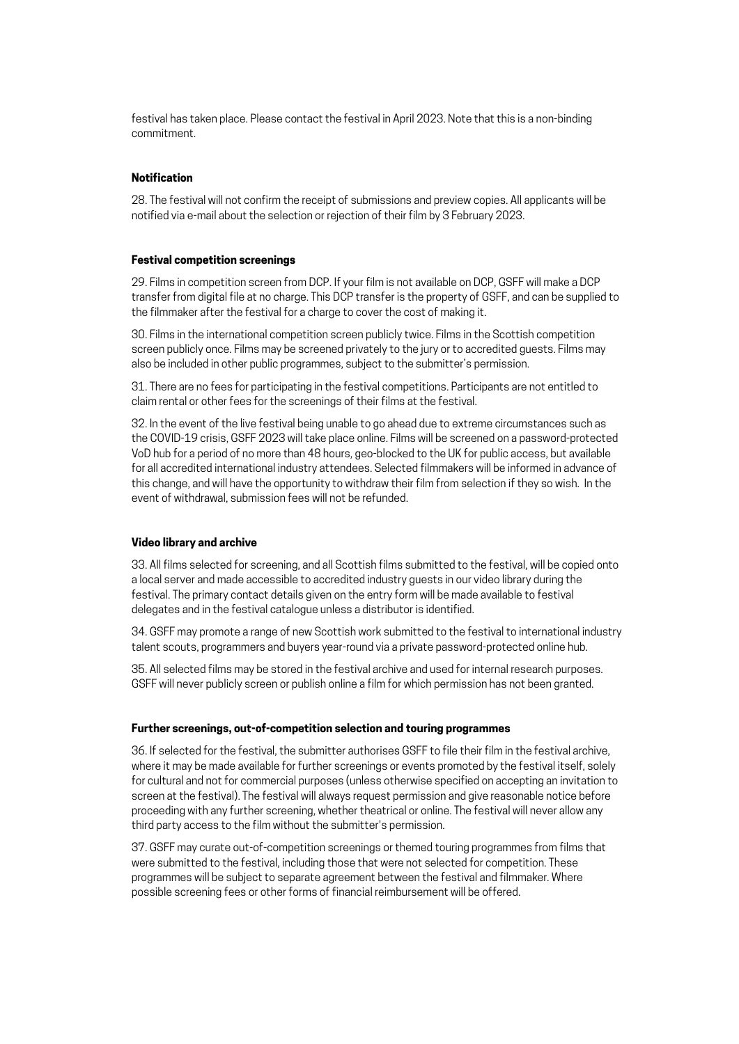festival has taken place. Please contact the festival in April 2023. Note that this is a non-binding commitment.

### Notification

28. The festival will not confirm the receipt of submissions and preview copies. All applicants will be notified via e-mail about the selection or rejection of their film by 3 February 2023.

### Festival competition screenings

29. Films in competition screen from DCP. If your film is not available on DCP, GSFF will make a DCP transfer from digital file at no charge. This DCP transfer is the property of GSFF, and can be supplied to the filmmaker after the festival for a charge to cover the cost of making it.

30. Films in the international competition screen publicly twice. Films in the Scottish competition screen publicly once. Films may be screened privately to the jury or to accredited guests. Films may also be included in other public programmes, subject to the submitter's permission.

31. There are no fees for participating in the festival competitions. Participants are not entitled to claim rental or other fees for the screenings of their films at the festival.

32. In the event of the live festival being unable to go ahead due to extreme circumstances such as the COVID-19 crisis, GSFF 2023 will take place online. Films will be screened on a password-protected VoD hub for a period of no more than 48 hours, geo-blocked to the UK for public access, but available for all accredited international industry attendees. Selected filmmakers will be informed in advance of this change, and will have the opportunity to withdraw their film from selection if they so wish. In the event of withdrawal, submission fees will not be refunded.

### Video library and archive

33. All films selected for screening, and all Scottish films submitted to the festival, will be copied onto a local server and made accessible to accredited industry guests in our video library during the festival. The primary contact details given on the entry form will be made available to festival delegates and in the festival catalogue unless a distributor is identified.

34. GSFF may promote a range of new Scottish work submitted to the festival to international industry talent scouts, programmers and buyers year-round via a private password-protected online hub.

35. All selected films may be stored in the festival archive and used for internal research purposes. GSFF will never publicly screen or publish online a film for which permission has not been granted.

### Further screenings, out-of-competition selection and touring programmes

36. If selected for the festival, the submitter authorises GSFF to file their film in the festival archive, where it may be made available for further screenings or events promoted by the festival itself, solely for cultural and not for commercial purposes (unless otherwise specified on accepting an invitation to screen at the festival). The festival will always request permission and give reasonable notice before proceeding with any further screening, whether theatrical or online. The festival will never allow any third party access to the film without the submitter's permission.

37. GSFF may curate out-of-competition screenings or themed touring programmes from films that were submitted to the festival, including those that were not selected for competition. These programmes will be subject to separate agreement between the festival and filmmaker. Where possible screening fees or other forms of financial reimbursement will be offered.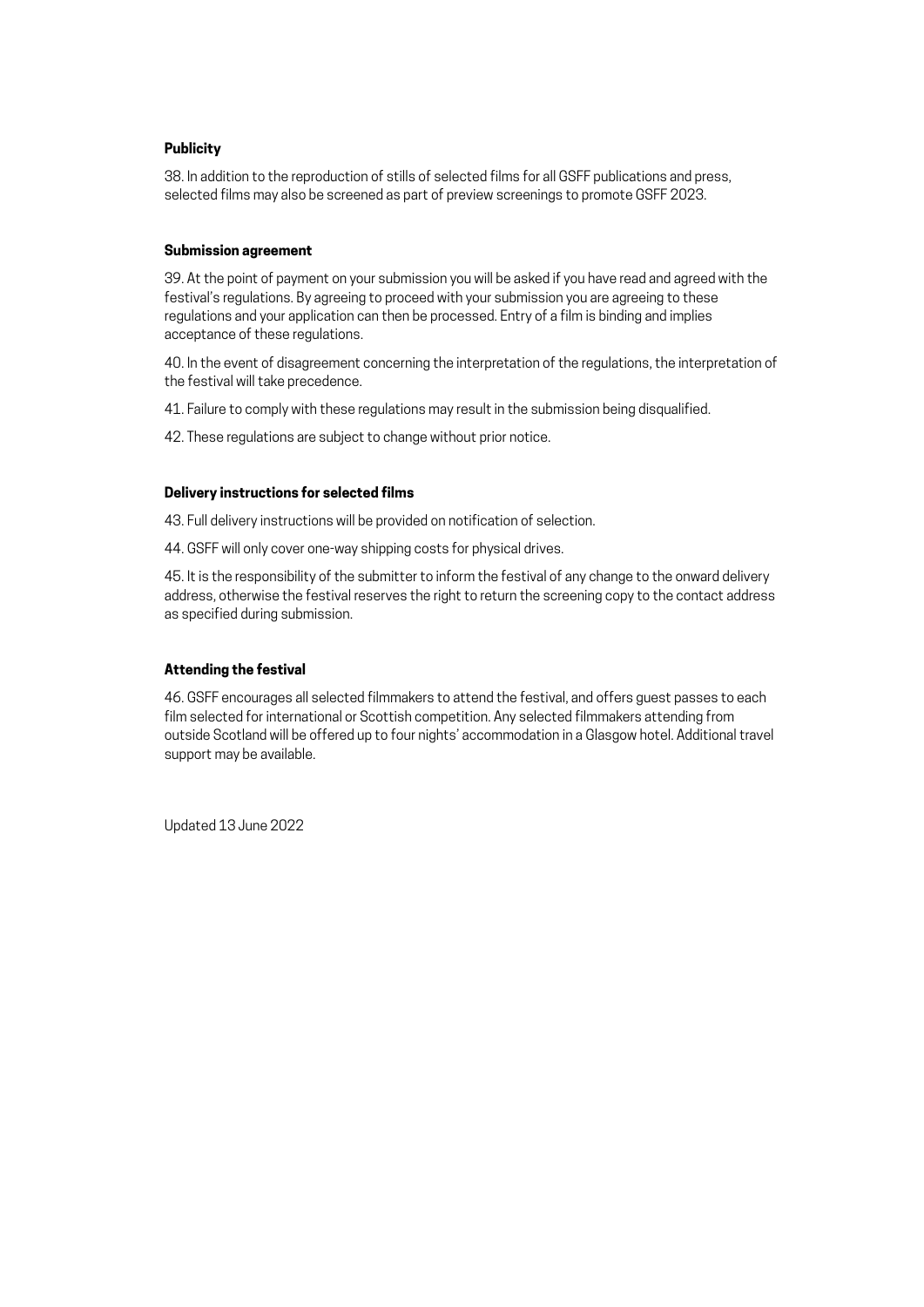**Publicity**

38. In addition to the reproduction of stills of selected films for all GSFF publications and press, selected films may also be screened as part of preview screenings to promote GSFF 2023.

**Submission agreement**

39. At the point of payment on your submission you will be asked if you have read and agreed with the festival's regulations. By agreeing to proceed with your submission you are agreeing to these regulations and your application can then be processed. Entry of a film is binding and implies acceptance of these regulations.

40. In the event of disagreement concerning the interpretation of the regulations, the interpretation of the festival will take precedence.

41. Failure to comply with these regulations may result in the submission being disqualified.

42. These regulations are subject to change without prior notice.

**Delivery instructions for selected films**

43. Full delivery instructions will be provided on notification of selection.

44. GSFF will only cover one-way shipping costs for physical drives.

45. It is the responsibility of the submitter to inform the festival of any change to the onward delivery address, otherwise the festival reserves the right to return the screening copy to the contact address as specified during submission.

**Attending the festival**

46. GSFF encourages all selected filmmakers to attend the festival, and offers guest passes to each film selected for international or Scottish competition. Any selected filmmakers attending from outside Scotland will be offered up to four nights' accommodation in a Glasgow hotel. Additional travel support may be available.

Updated 13 June 2022